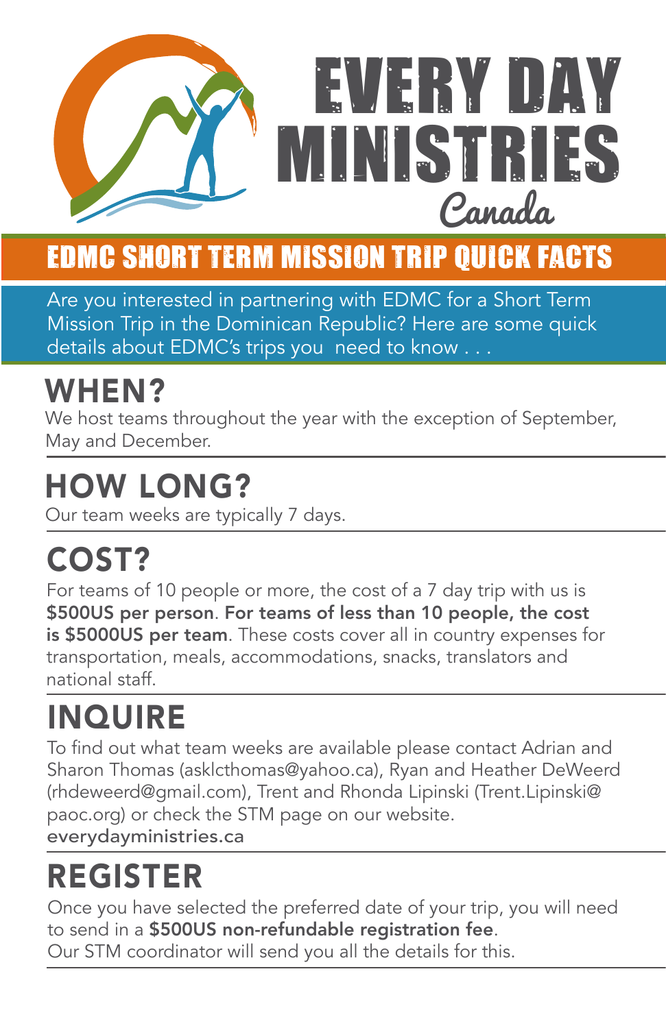# EVERY DAY MINISTRIES

Canada

## EDMC SHORT TERM MISSION TRIP QUICK FACTS

Are you interested in partnering with EDMC for a Short Term Mission Trip in the Dominican Republic? Here are some quick details about EDMC's trips you need to know . . .

## WHEN?

We host teams throughout the year with the exception of September, May and December.

## HOW LONG?

Our team weeks are typically 7 days.

## COST?

For teams of 10 people or more, the cost of a 7 day trip with us is **$500US per person**. **For teams of less than 10 people, the cost is $5000US per team**. These costs cover all in country expenses for transportation, meals, accommodations, snacks, translators and national staff.

## INQUIRE

To find out what team weeks are available please contact Adrian and Sharon Thomas (asklcthomas@yahoo.ca), Ryan and Heather DeWeerd (rhdeweerd@gmail.com), Trent and Rhonda Lipinski (Trent.Lipinski@paoc.org) or check the STM page on our website.
everydayministries.ca

## REGISTER

Once you have selected the preferred date of your trip, you will need to send in a **$500US non-refundable registration fee**.
Our STM coordinator will send you all the details for this.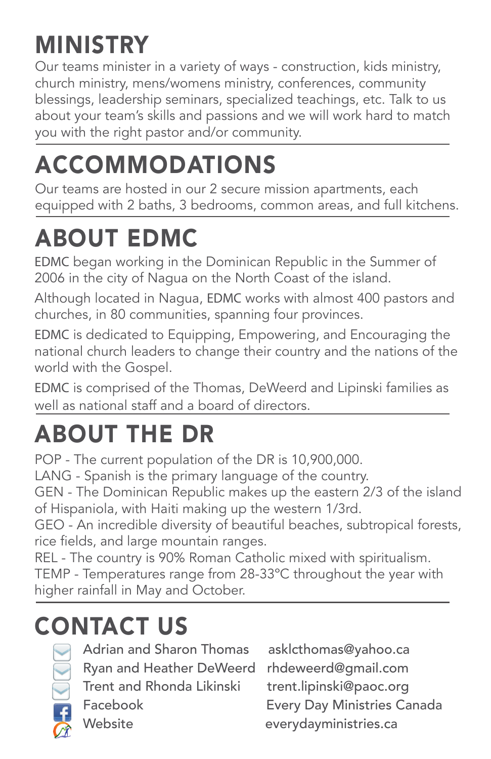# MINISTRY

Our teams minister in a variety of ways - construction, kids ministry, church ministry, mens/womens ministry, conferences, community blessings, leadership seminars, specialized teachings, etc. Talk to us about your team's skills and passions and we will work hard to match you with the right pastor and/or community.

# ACCOMMODATIONS

Our teams are hosted in our 2 secure mission apartments, each equipped with 2 baths, 3 bedrooms, common areas, and full kitchens.

# ABOUT EDMC

EDMC began working in the Dominican Republic in the Summer of 2006 in the city of Nagua on the North Coast of the island.

Although located in Nagua, EDMC works with almost 400 pastors and churches, in 80 communities, spanning four provinces.

EDMC is dedicated to Equipping, Empowering, and Encouraging the national church leaders to change their country and the nations of the world with the Gospel.

EDMC is comprised of the Thomas, DeWeerd and Lipinski families as well as national staff and a board of directors.

# ABOUT THE DR

POP - The current population of the DR is 10,900,000.
LANG - Spanish is the primary language of the country.
GEN - The Dominican Republic makes up the eastern 2/3 of the island of Hispaniola, with Haiti making up the western 1/3rd.
GEO - An incredible diversity of beautiful beaches, subtropical forests, rice fields, and large mountain ranges.
REL - The country is 90% Roman Catholic mixed with spiritualism.
TEMP - Temperatures range from 28-33°C throughout the year with higher rainfall in May and October.

# CONTACT US

| | |
|---|---|
| Adrian and Sharon Thomas | asklcthomas@yahoo.ca |
| Ryan and Heather DeWeerd | rhdeweerd@gmail.com |
| Trent and Rhonda Likinski | trent.lipinski@paoc.org |
| Facebook | Every Day Ministries Canada |
| Website | everydayministries.ca |